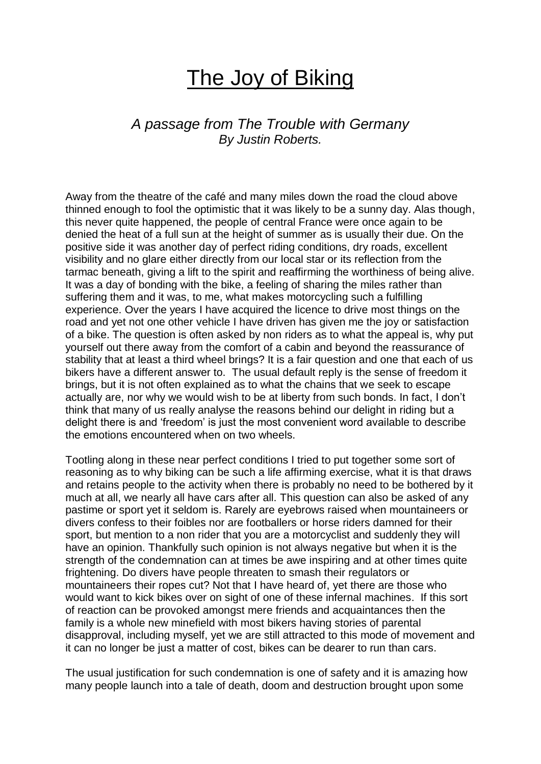# The Joy of Biking

*A passage from The Trouble with Germany*
*By Justin Roberts.*

Away from the theatre of the café and many miles down the road the cloud above thinned enough to fool the optimistic that it was likely to be a sunny day. Alas though, this never quite happened, the people of central France were once again to be denied the heat of a full sun at the height of summer as is usually their due. On the positive side it was another day of perfect riding conditions, dry roads, excellent visibility and no glare either directly from our local star or its reflection from the tarmac beneath, giving a lift to the spirit and reaffirming the worthiness of being alive. It was a day of bonding with the bike, a feeling of sharing the miles rather than suffering them and it was, to me, what makes motorcycling such a fulfilling experience. Over the years I have acquired the licence to drive most things on the road and yet not one other vehicle I have driven has given me the joy or satisfaction of a bike. The question is often asked by non riders as to what the appeal is, why put yourself out there away from the comfort of a cabin and beyond the reassurance of stability that at least a third wheel brings? It is a fair question and one that each of us bikers have a different answer to. The usual default reply is the sense of freedom it brings, but it is not often explained as to what the chains that we seek to escape actually are, nor why we would wish to be at liberty from such bonds. In fact, I don't think that many of us really analyse the reasons behind our delight in riding but a delight there is and 'freedom' is just the most convenient word available to describe the emotions encountered when on two wheels.

Tootling along in these near perfect conditions I tried to put together some sort of reasoning as to why biking can be such a life affirming exercise, what it is that draws and retains people to the activity when there is probably no need to be bothered by it much at all, we nearly all have cars after all. This question can also be asked of any pastime or sport yet it seldom is. Rarely are eyebrows raised when mountaineers or divers confess to their foibles nor are footballers or horse riders damned for their sport, but mention to a non rider that you are a motorcyclist and suddenly they will have an opinion. Thankfully such opinion is not always negative but when it is the strength of the condemnation can at times be awe inspiring and at other times quite frightening. Do divers have people threaten to smash their regulators or mountaineers their ropes cut? Not that I have heard of, yet there are those who would want to kick bikes over on sight of one of these infernal machines. If this sort of reaction can be provoked amongst mere friends and acquaintances then the family is a whole new minefield with most bikers having stories of parental disapproval, including myself, yet we are still attracted to this mode of movement and it can no longer be just a matter of cost, bikes can be dearer to run than cars.

The usual justification for such condemnation is one of safety and it is amazing how many people launch into a tale of death, doom and destruction brought upon some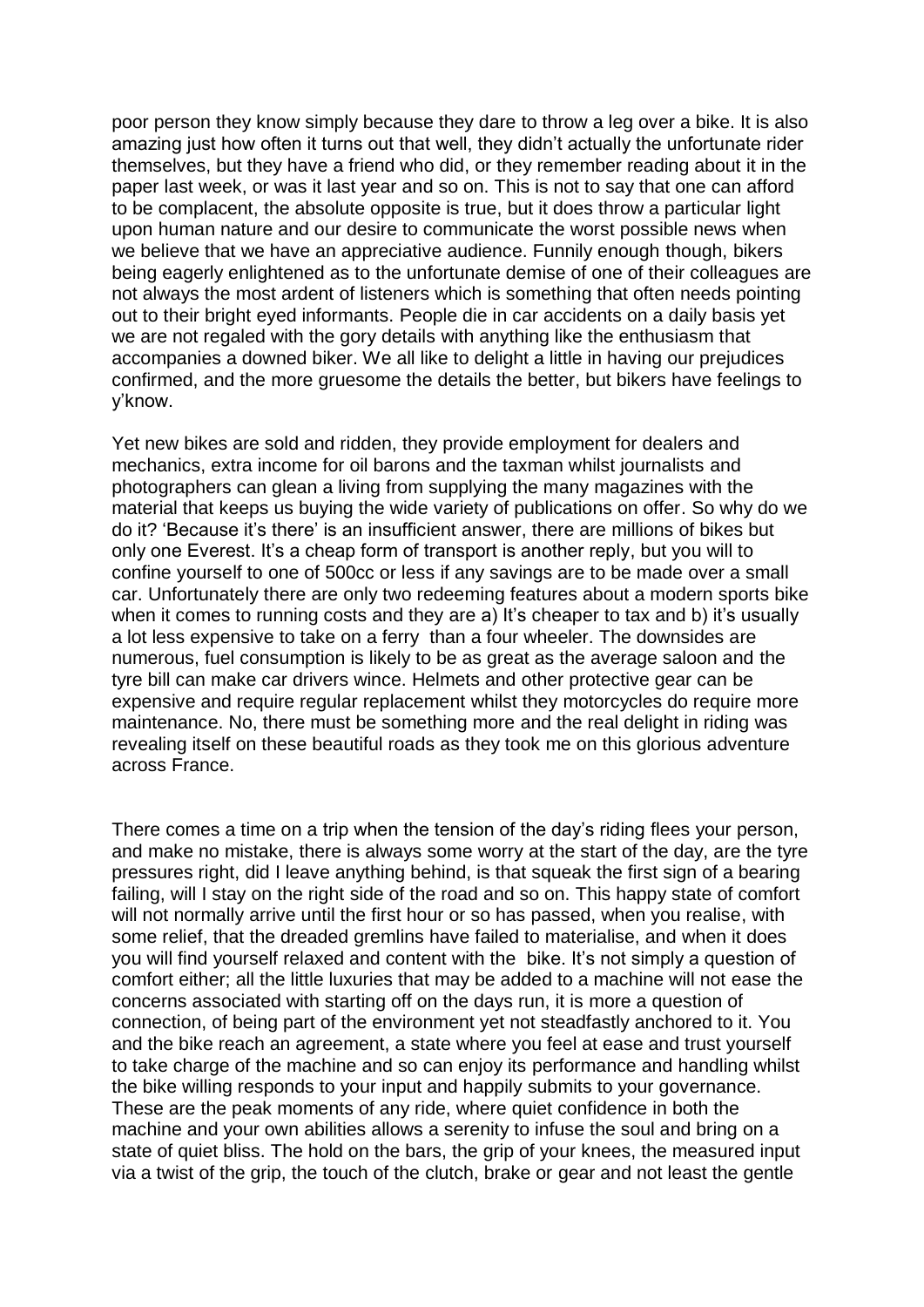poor person they know simply because they dare to throw a leg over a bike. It is also amazing just how often it turns out that well, they didn't actually the unfortunate rider themselves, but they have a friend who did, or they remember reading about it in the paper last week, or was it last year and so on. This is not to say that one can afford to be complacent, the absolute opposite is true, but it does throw a particular light upon human nature and our desire to communicate the worst possible news when we believe that we have an appreciative audience. Funnily enough though, bikers being eagerly enlightened as to the unfortunate demise of one of their colleagues are not always the most ardent of listeners which is something that often needs pointing out to their bright eyed informants. People die in car accidents on a daily basis yet we are not regaled with the gory details with anything like the enthusiasm that accompanies a downed biker. We all like to delight a little in having our prejudices confirmed, and the more gruesome the details the better, but bikers have feelings to y'know.

Yet new bikes are sold and ridden, they provide employment for dealers and mechanics, extra income for oil barons and the taxman whilst journalists and photographers can glean a living from supplying the many magazines with the material that keeps us buying the wide variety of publications on offer. So why do we do it? 'Because it's there' is an insufficient answer, there are millions of bikes but only one Everest. It's a cheap form of transport is another reply, but you will to confine yourself to one of 500cc or less if any savings are to be made over a small car. Unfortunately there are only two redeeming features about a modern sports bike when it comes to running costs and they are a) It's cheaper to tax and b) it's usually a lot less expensive to take on a ferry than a four wheeler. The downsides are numerous, fuel consumption is likely to be as great as the average saloon and the tyre bill can make car drivers wince. Helmets and other protective gear can be expensive and require regular replacement whilst they motorcycles do require more maintenance. No, there must be something more and the real delight in riding was revealing itself on these beautiful roads as they took me on this glorious adventure across France.

There comes a time on a trip when the tension of the day's riding flees your person, and make no mistake, there is always some worry at the start of the day, are the tyre pressures right, did I leave anything behind, is that squeak the first sign of a bearing failing, will I stay on the right side of the road and so on. This happy state of comfort will not normally arrive until the first hour or so has passed, when you realise, with some relief, that the dreaded gremlins have failed to materialise, and when it does you will find yourself relaxed and content with the bike. It's not simply a question of comfort either; all the little luxuries that may be added to a machine will not ease the concerns associated with starting off on the days run, it is more a question of connection, of being part of the environment yet not steadfastly anchored to it. You and the bike reach an agreement, a state where you feel at ease and trust yourself to take charge of the machine and so can enjoy its performance and handling whilst the bike willing responds to your input and happily submits to your governance. These are the peak moments of any ride, where quiet confidence in both the machine and your own abilities allows a serenity to infuse the soul and bring on a state of quiet bliss. The hold on the bars, the grip of your knees, the measured input via a twist of the grip, the touch of the clutch, brake or gear and not least the gentle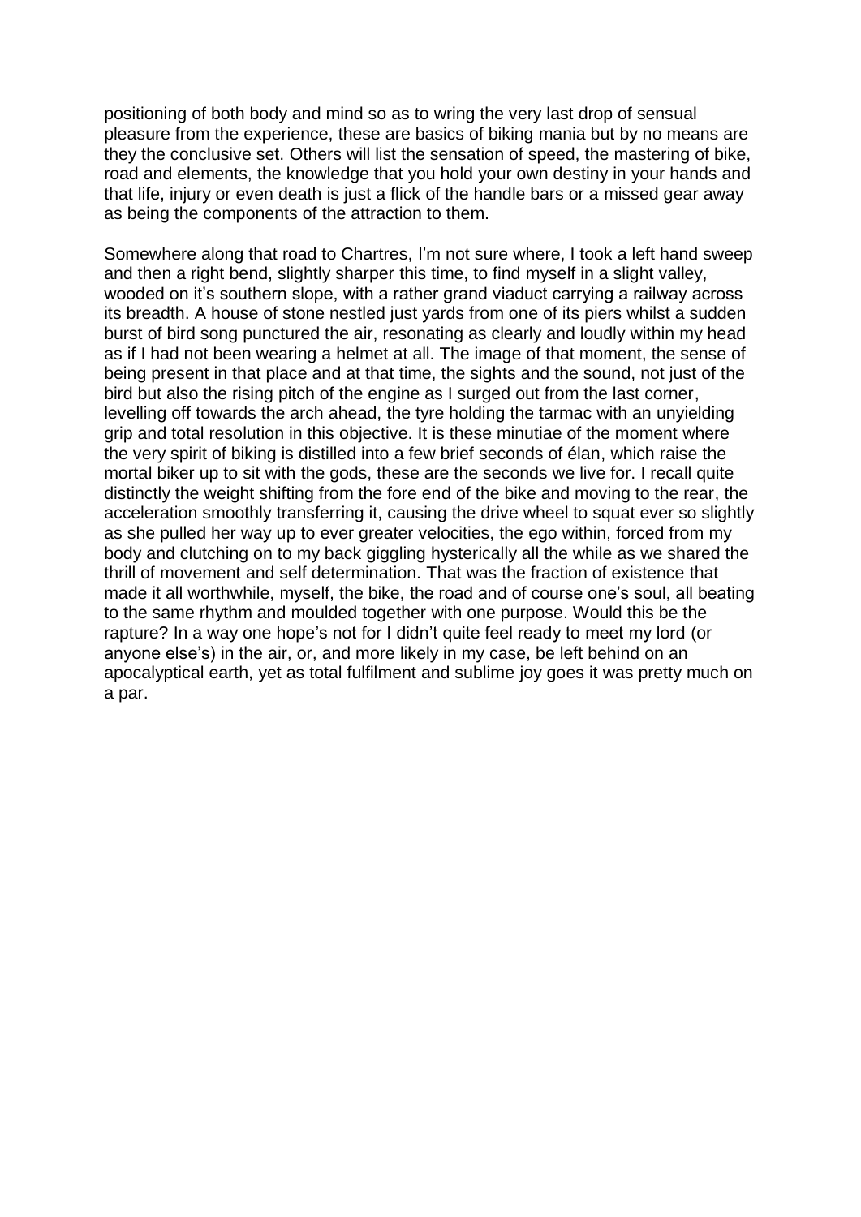positioning of both body and mind so as to wring the very last drop of sensual pleasure from the experience, these are basics of biking mania but by no means are they the conclusive set. Others will list the sensation of speed, the mastering of bike, road and elements, the knowledge that you hold your own destiny in your hands and that life, injury or even death is just a flick of the handle bars or a missed gear away as being the components of the attraction to them.

Somewhere along that road to Chartres, I'm not sure where, I took a left hand sweep and then a right bend, slightly sharper this time, to find myself in a slight valley, wooded on it's southern slope, with a rather grand viaduct carrying a railway across its breadth. A house of stone nestled just yards from one of its piers whilst a sudden burst of bird song punctured the air, resonating as clearly and loudly within my head as if I had not been wearing a helmet at all. The image of that moment, the sense of being present in that place and at that time, the sights and the sound, not just of the bird but also the rising pitch of the engine as I surged out from the last corner, levelling off towards the arch ahead, the tyre holding the tarmac with an unyielding grip and total resolution in this objective. It is these minutiae of the moment where the very spirit of biking is distilled into a few brief seconds of élan, which raise the mortal biker up to sit with the gods, these are the seconds we live for. I recall quite distinctly the weight shifting from the fore end of the bike and moving to the rear, the acceleration smoothly transferring it, causing the drive wheel to squat ever so slightly as she pulled her way up to ever greater velocities, the ego within, forced from my body and clutching on to my back giggling hysterically all the while as we shared the thrill of movement and self determination. That was the fraction of existence that made it all worthwhile, myself, the bike, the road and of course one's soul, all beating to the same rhythm and moulded together with one purpose. Would this be the rapture? In a way one hope's not for I didn't quite feel ready to meet my lord (or anyone else's) in the air, or, and more likely in my case, be left behind on an apocalyptical earth, yet as total fulfilment and sublime joy goes it was pretty much on a par.